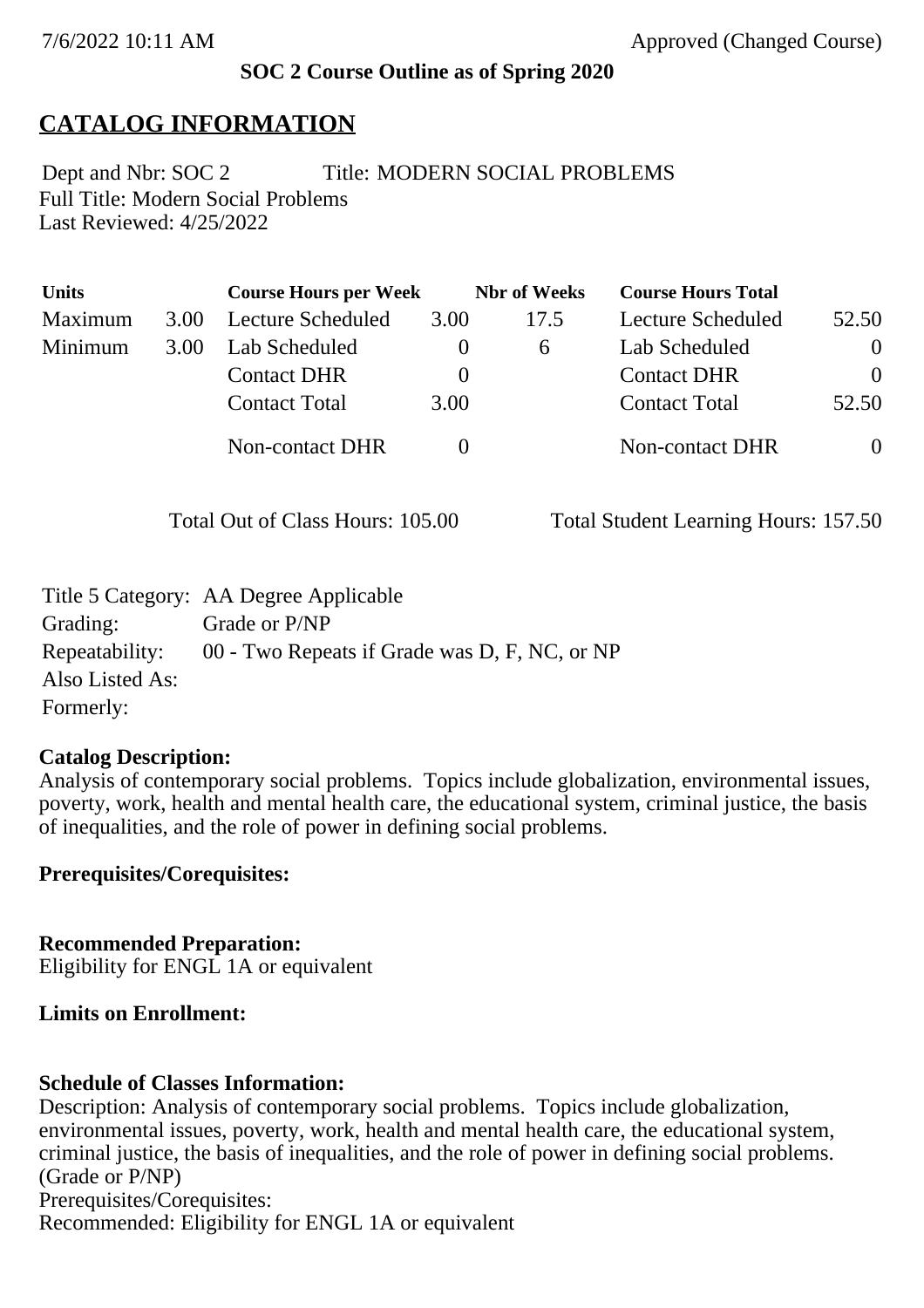**SOC 2 Course Outline as of Spring 2020**

# CATALOG INFORMATION

Dept and Nbr: SOC 2 Title: MODERN SOCIAL PROBLEMS
Full Title: Modern Social Problems
Last Reviewed: 4/25/2022

| Units | | Course Hours per Week | | Nbr of Weeks | Course Hours Total | |
|---|---|---|---|---|---|---|
| Maximum | 3.00 | Lecture Scheduled | 3.00 | 17.5 | Lecture Scheduled | 52.50 |
| Minimum | 3.00 | Lab Scheduled | 0 | 6 | Lab Scheduled | 0 |
| | | Contact DHR | 0 | | Contact DHR | 0 |
| | | Contact Total | 3.00 | | Contact Total | 52.50 |
| | | Non-contact DHR | 0 | | Non-contact DHR | 0 |

Total Out of Class Hours: 105.00 Total Student Learning Hours: 157.50

Title 5 Category: AA Degree Applicable
Grading: Grade or P/NP
Repeatability: 00 - Two Repeats if Grade was D, F, NC, or NP
Also Listed As:
Formerly:

**Catalog Description:**
Analysis of contemporary social problems. Topics include globalization, environmental issues, poverty, work, health and mental health care, the educational system, criminal justice, the basis of inequalities, and the role of power in defining social problems.

**Prerequisites/Corequisites:**

**Recommended Preparation:**
Eligibility for ENGL 1A or equivalent

**Limits on Enrollment:**

**Schedule of Classes Information:**
Description: Analysis of contemporary social problems. Topics include globalization, environmental issues, poverty, work, health and mental health care, the educational system, criminal justice, the basis of inequalities, and the role of power in defining social problems. (Grade or P/NP)
Prerequisites/Corequisites:
Recommended: Eligibility for ENGL 1A or equivalent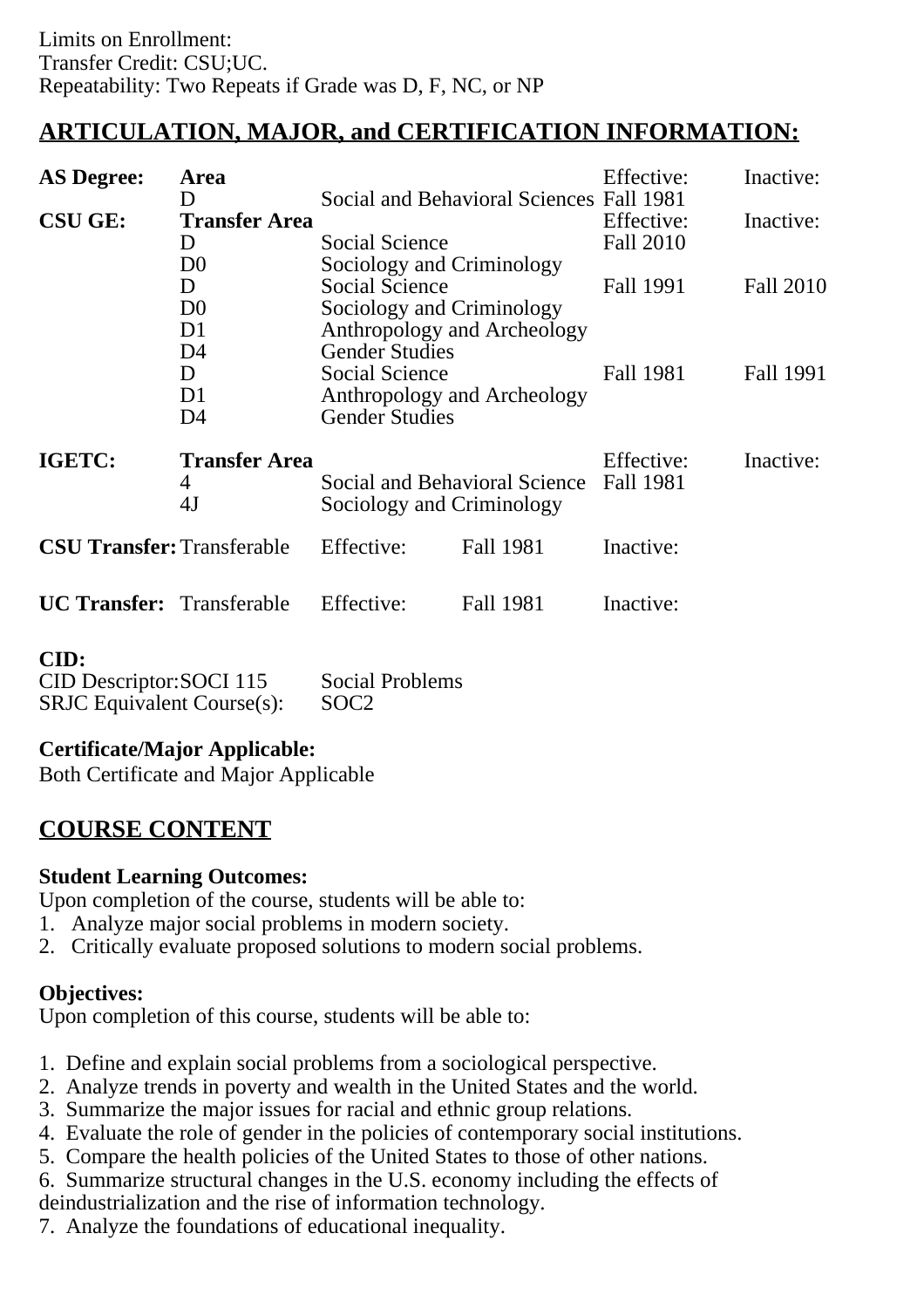Limits on Enrollment:
Transfer Credit: CSU;UC.
Repeatability: Two Repeats if Grade was D, F, NC, or NP

## ARTICULATION, MAJOR, and CERTIFICATION INFORMATION:

| **AS Degree:** | **Area** | | Effective: | Inactive: |
|---|---|---|---|---|
| | D | Social and Behavioral Sciences | Fall 1981 | |

| **CSU GE:** | **Transfer Area** | | Effective: | Inactive: |
|---|---|---|---|---|
| | D | Social Science | Fall 2010 | |
| | D0 | Sociology and Criminology | | |
| | D | Social Science | Fall 1991 | Fall 2010 |
| | D0 | Sociology and Criminology | | |
| | D1 | Anthropology and Archeology | | |
| | D4 | Gender Studies | | |
| | D | Social Science | Fall 1981 | Fall 1991 |
| | D1 | Anthropology and Archeology | | |
| | D4 | Gender Studies | | |

| **IGETC:** | **Transfer Area** | | Effective: | Inactive: |
|---|---|---|---|---|
| | 4 | Social and Behavioral Science | Fall 1981 | |
| | 4J | Sociology and Criminology | | |

| **CSU Transfer:** | Transferable | Effective: | Fall 1981 | Inactive: |
|---|---|---|---|---|

| **UC Transfer:** | Transferable | Effective: | Fall 1981 | Inactive: |
|---|---|---|---|---|

**CID:**

| CID Descriptor: SOCI 115 | Social Problems |
|---|---|
| SRJC Equivalent Course(s): | SOC2 |

**Certificate/Major Applicable:**
Both Certificate and Major Applicable

## COURSE CONTENT

**Student Learning Outcomes:**
Upon completion of the course, students will be able to:
1. Analyze major social problems in modern society.
2. Critically evaluate proposed solutions to modern social problems.

**Objectives:**
Upon completion of this course, students will be able to:

1. Define and explain social problems from a sociological perspective.
2. Analyze trends in poverty and wealth in the United States and the world.
3. Summarize the major issues for racial and ethnic group relations.
4. Evaluate the role of gender in the policies of contemporary social institutions.
5. Compare the health policies of the United States to those of other nations.
6. Summarize structural changes in the U.S. economy including the effects of deindustrialization and the rise of information technology.
7. Analyze the foundations of educational inequality.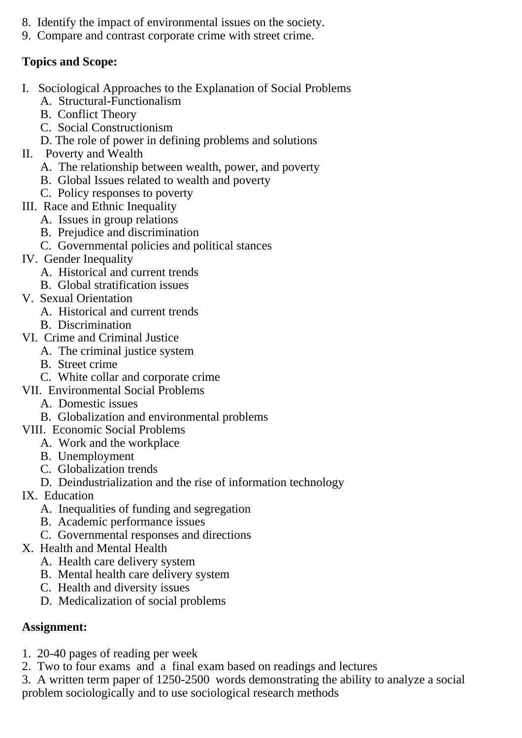8. Identify the impact of environmental issues on the society.
9. Compare and contrast corporate crime with street crime.

**Topics and Scope:**

I. Sociological Approaches to the Explanation of Social Problems
   A. Structural-Functionalism
   B. Conflict Theory
   C. Social Constructionism
   D. The role of power in defining problems and solutions
II. Poverty and Wealth
   A. The relationship between wealth, power, and poverty
   B. Global Issues related to wealth and poverty
   C. Policy responses to poverty
III. Race and Ethnic Inequality
   A. Issues in group relations
   B. Prejudice and discrimination
   C. Governmental policies and political stances
IV. Gender Inequality
   A. Historical and current trends
   B. Global stratification issues
V. Sexual Orientation
   A. Historical and current trends
   B. Discrimination
VI. Crime and Criminal Justice
   A. The criminal justice system
   B. Street crime
   C. White collar and corporate crime
VII. Environmental Social Problems
   A. Domestic issues
   B. Globalization and environmental problems
VIII. Economic Social Problems
   A. Work and the workplace
   B. Unemployment
   C. Globalization trends
   D. Deindustrialization and the rise of information technology
IX. Education
   A. Inequalities of funding and segregation
   B. Academic performance issues
   C. Governmental responses and directions
X. Health and Mental Health
   A. Health care delivery system
   B. Mental health care delivery system
   C. Health and diversity issues
   D. Medicalization of social problems

**Assignment:**

1. 20-40 pages of reading per week
2. Two to four exams and a final exam based on readings and lectures
3. A written term paper of 1250-2500 words demonstrating the ability to analyze a social problem sociologically and to use sociological research methods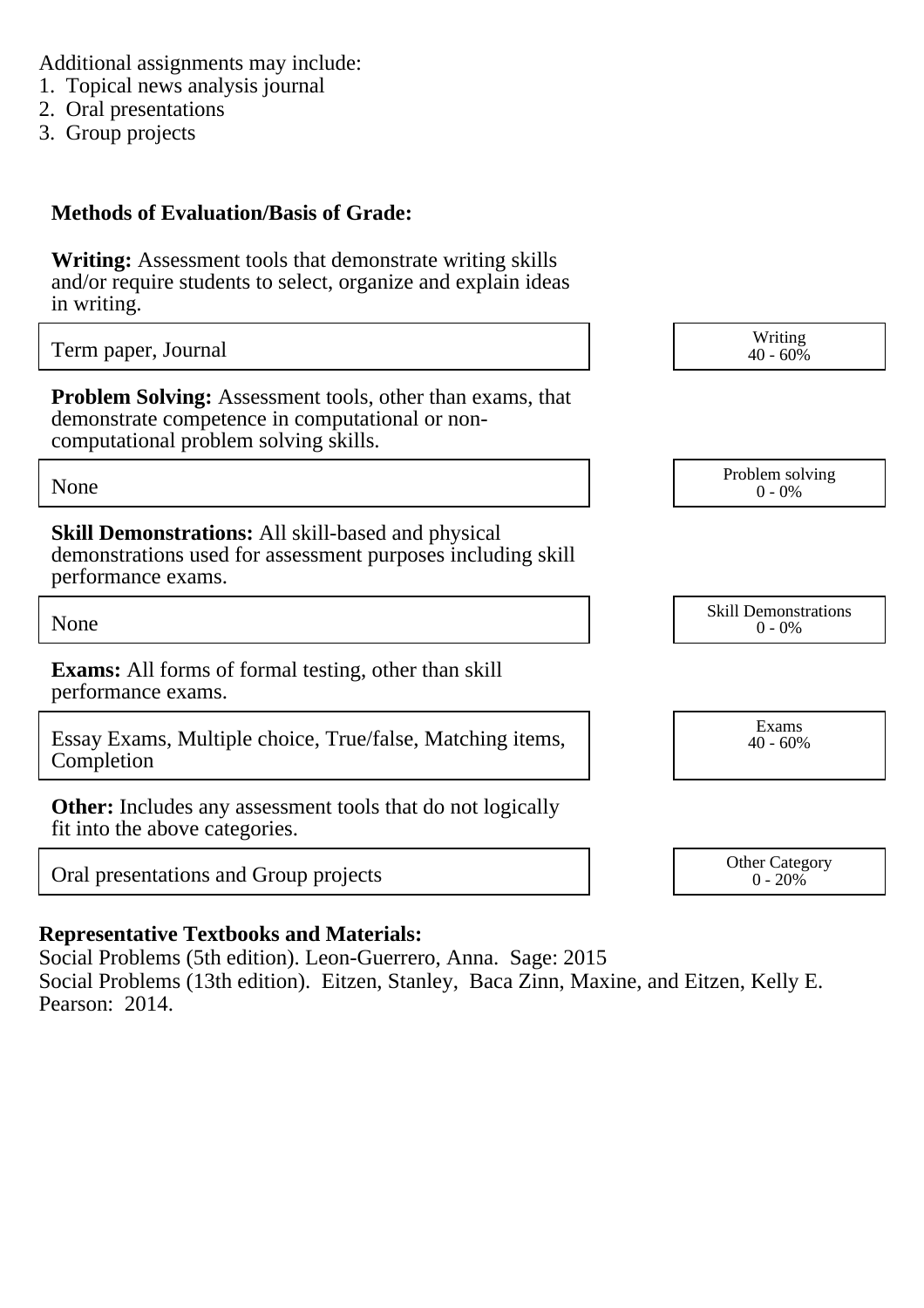Additional assignments may include:
1. Topical news analysis journal
2. Oral presentations
3. Group projects

**Methods of Evaluation/Basis of Grade:**

**Writing:** Assessment tools that demonstrate writing skills and/or require students to select, organize and explain ideas in writing.

| | |
|---|---|
| Term paper, Journal | Writing 40 - 60% |

**Problem Solving:** Assessment tools, other than exams, that demonstrate competence in computational or non-computational problem solving skills.

| | |
|---|---|
| None | Problem solving 0 - 0% |

**Skill Demonstrations:** All skill-based and physical demonstrations used for assessment purposes including skill performance exams.

| | |
|---|---|
| None | Skill Demonstrations 0 - 0% |

**Exams:** All forms of formal testing, other than skill performance exams.

| | |
|---|---|
| Essay Exams, Multiple choice, True/false, Matching items, Completion | Exams 40 - 60% |

**Other:** Includes any assessment tools that do not logically fit into the above categories.

| | |
|---|---|
| Oral presentations and Group projects | Other Category 0 - 20% |

**Representative Textbooks and Materials:**

Social Problems (5th edition). Leon-Guerrero, Anna. Sage: 2015

Social Problems (13th edition). Eitzen, Stanley, Baca Zinn, Maxine, and Eitzen, Kelly E. Pearson: 2014.